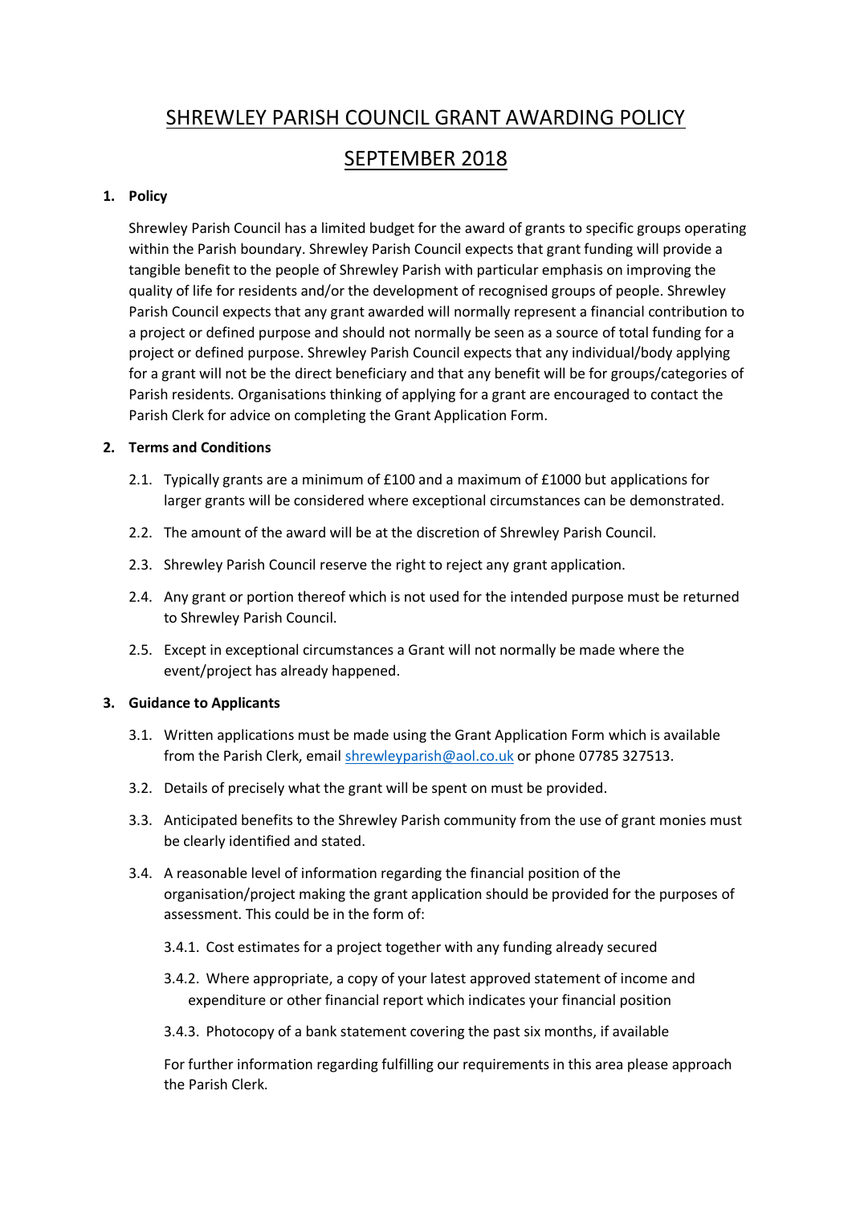# SHREWLEY PARISH COUNCIL GRANT AWARDING POLICY

# SEPTEMBER 2018

**1. Policy**

Shrewley Parish Council has a limited budget for the award of grants to specific groups operating within the Parish boundary. Shrewley Parish Council expects that grant funding will provide a tangible benefit to the people of Shrewley Parish with particular emphasis on improving the quality of life for residents and/or the development of recognised groups of people. Shrewley Parish Council expects that any grant awarded will normally represent a financial contribution to a project or defined purpose and should not normally be seen as a source of total funding for a project or defined purpose. Shrewley Parish Council expects that any individual/body applying for a grant will not be the direct beneficiary and that any benefit will be for groups/categories of Parish residents. Organisations thinking of applying for a grant are encouraged to contact the Parish Clerk for advice on completing the Grant Application Form.

**2. Terms and Conditions**

2.1. Typically grants are a minimum of £100 and a maximum of £1000 but applications for larger grants will be considered where exceptional circumstances can be demonstrated.

2.2. The amount of the award will be at the discretion of Shrewley Parish Council.

2.3. Shrewley Parish Council reserve the right to reject any grant application.

2.4. Any grant or portion thereof which is not used for the intended purpose must be returned to Shrewley Parish Council.

2.5. Except in exceptional circumstances a Grant will not normally be made where the event/project has already happened.

**3. Guidance to Applicants**

3.1. Written applications must be made using the Grant Application Form which is available from the Parish Clerk, email shrewleyparish@aol.co.uk or phone 07785 327513.

3.2. Details of precisely what the grant will be spent on must be provided.

3.3. Anticipated benefits to the Shrewley Parish community from the use of grant monies must be clearly identified and stated.

3.4. A reasonable level of information regarding the financial position of the organisation/project making the grant application should be provided for the purposes of assessment. This could be in the form of:

3.4.1. Cost estimates for a project together with any funding already secured

3.4.2. Where appropriate, a copy of your latest approved statement of income and expenditure or other financial report which indicates your financial position

3.4.3. Photocopy of a bank statement covering the past six months, if available

For further information regarding fulfilling our requirements in this area please approach the Parish Clerk.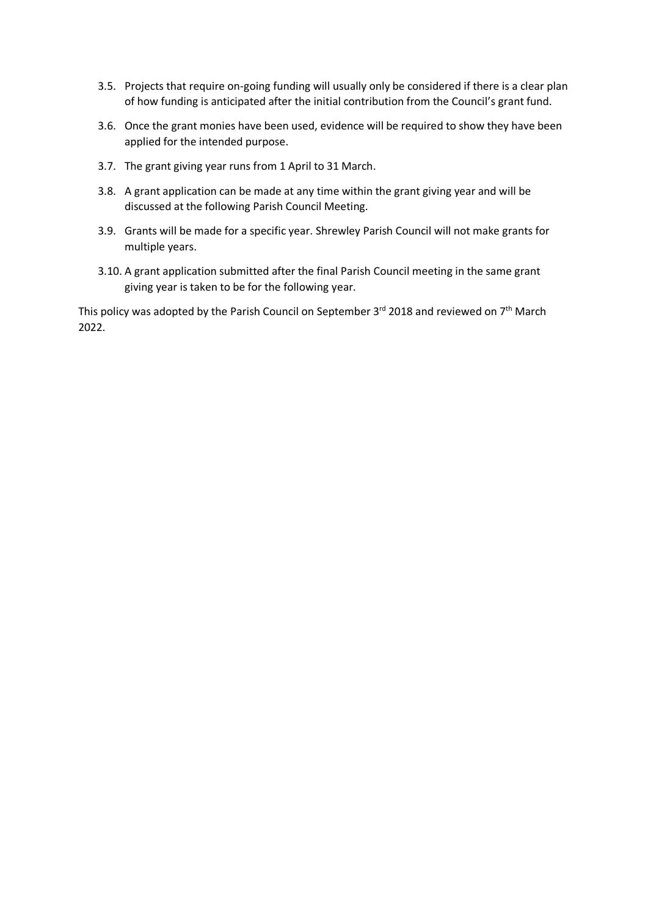3.5. Projects that require on-going funding will usually only be considered if there is a clear plan of how funding is anticipated after the initial contribution from the Council's grant fund.

3.6. Once the grant monies have been used, evidence will be required to show they have been applied for the intended purpose.

3.7. The grant giving year runs from 1 April to 31 March.

3.8. A grant application can be made at any time within the grant giving year and will be discussed at the following Parish Council Meeting.

3.9. Grants will be made for a specific year. Shrewley Parish Council will not make grants for multiple years.

3.10. A grant application submitted after the final Parish Council meeting in the same grant giving year is taken to be for the following year.

This policy was adopted by the Parish Council on September 3rd 2018 and reviewed on 7th March 2022.